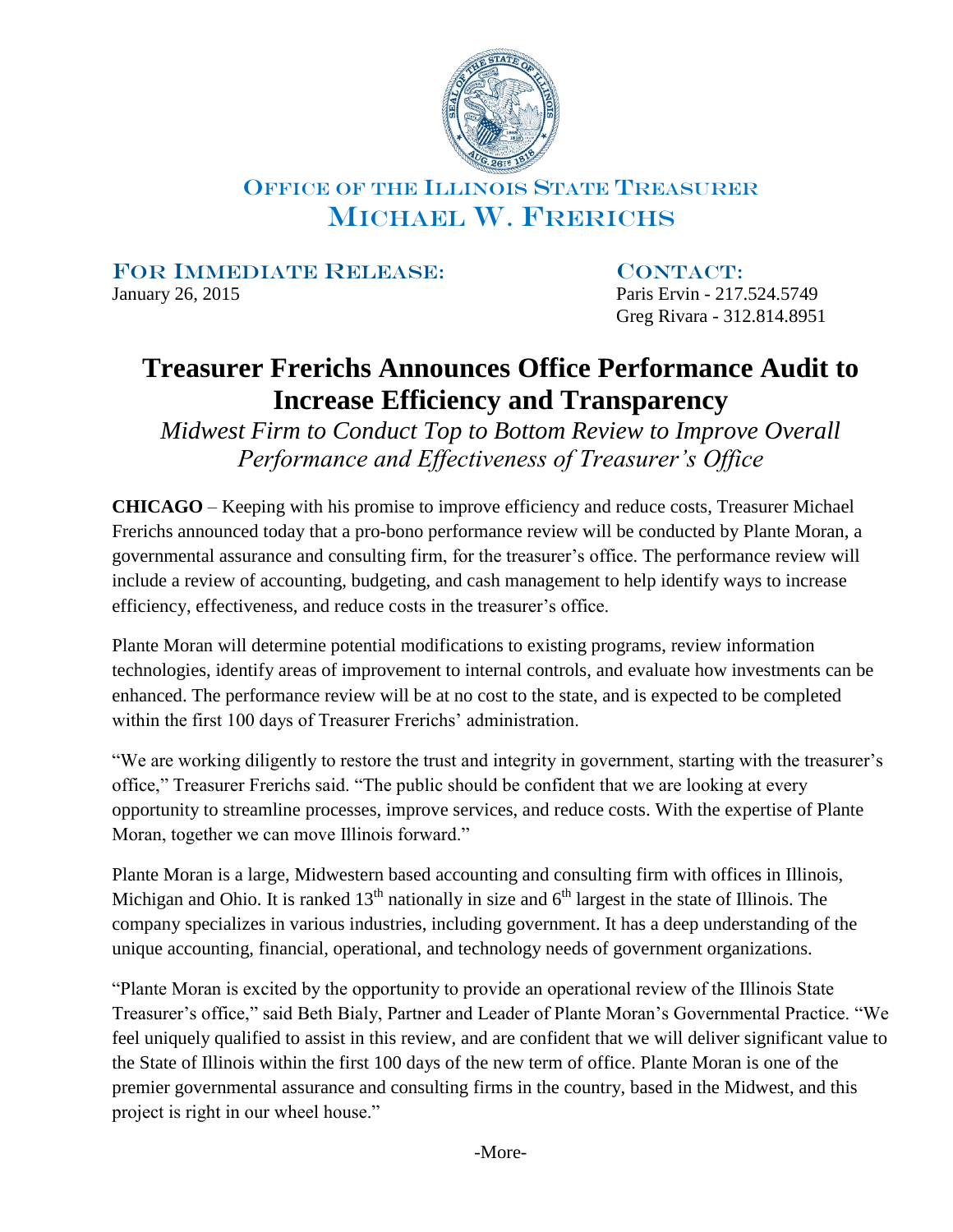OFFICE OF THE ILLINOIS STATE TREASURER
MICHAEL W. FRERICHS

**FOR IMMEDIATE RELEASE:**
January 26, 2015

**CONTACT:**
Paris Ervin - 217.524.5749
Greg Rivara - 312.814.8951

# Treasurer Frerichs Announces Office Performance Audit to Increase Efficiency and Transparency

*Midwest Firm to Conduct Top to Bottom Review to Improve Overall Performance and Effectiveness of Treasurer's Office*

**CHICAGO** – Keeping with his promise to improve efficiency and reduce costs, Treasurer Michael Frerichs announced today that a pro-bono performance review will be conducted by Plante Moran, a governmental assurance and consulting firm, for the treasurer's office. The performance review will include a review of accounting, budgeting, and cash management to help identify ways to increase efficiency, effectiveness, and reduce costs in the treasurer's office.

Plante Moran will determine potential modifications to existing programs, review information technologies, identify areas of improvement to internal controls, and evaluate how investments can be enhanced. The performance review will be at no cost to the state, and is expected to be completed within the first 100 days of Treasurer Frerichs' administration.

"We are working diligently to restore the trust and integrity in government, starting with the treasurer's office," Treasurer Frerichs said. "The public should be confident that we are looking at every opportunity to streamline processes, improve services, and reduce costs. With the expertise of Plante Moran, together we can move Illinois forward."

Plante Moran is a large, Midwestern based accounting and consulting firm with offices in Illinois, Michigan and Ohio. It is ranked 13th nationally in size and 6th largest in the state of Illinois. The company specializes in various industries, including government. It has a deep understanding of the unique accounting, financial, operational, and technology needs of government organizations.

"Plante Moran is excited by the opportunity to provide an operational review of the Illinois State Treasurer's office," said Beth Bialy, Partner and Leader of Plante Moran's Governmental Practice. "We feel uniquely qualified to assist in this review, and are confident that we will deliver significant value to the State of Illinois within the first 100 days of the new term of office. Plante Moran is one of the premier governmental assurance and consulting firms in the country, based in the Midwest, and this project is right in our wheel house."

-More-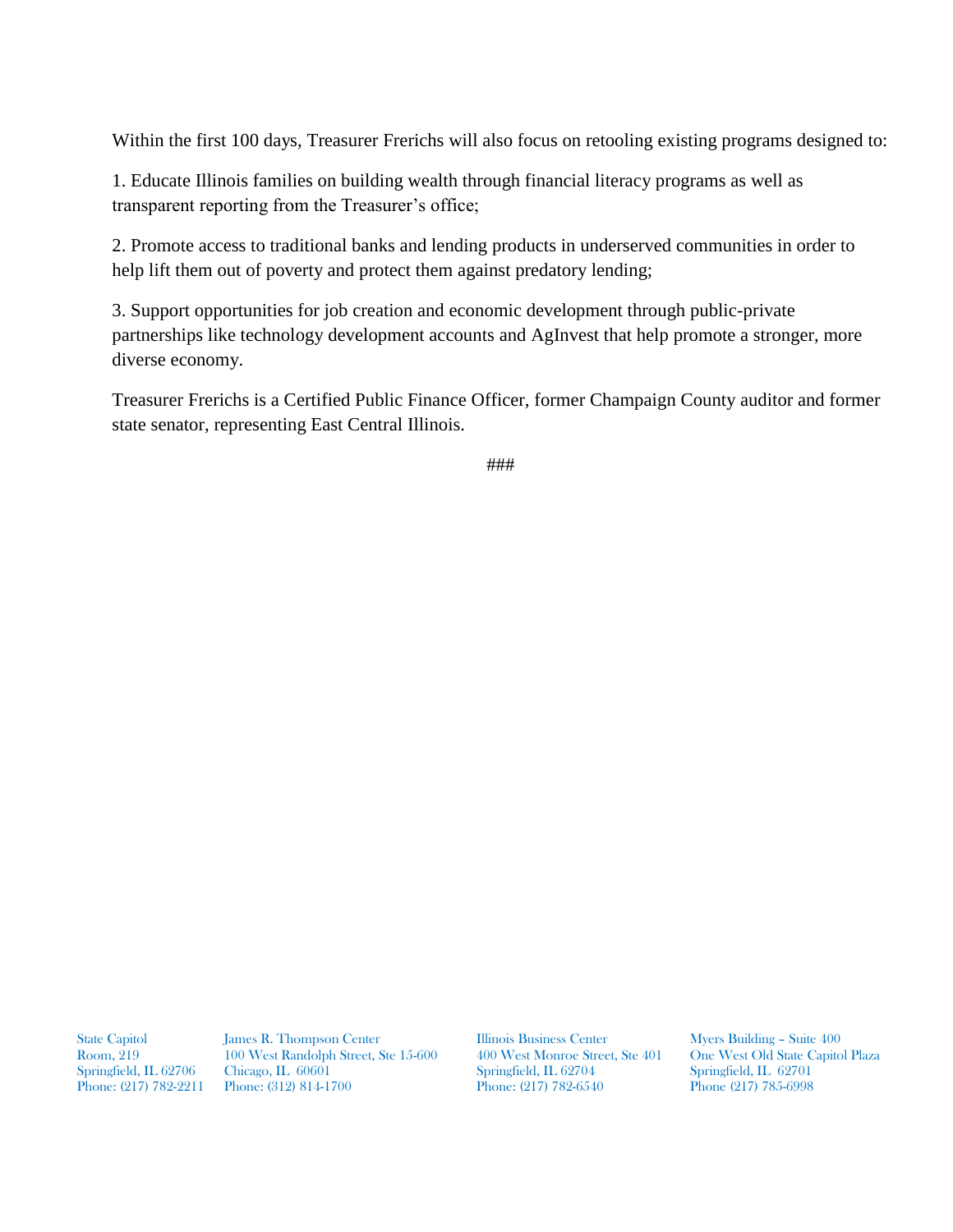Within the first 100 days, Treasurer Frerichs will also focus on retooling existing programs designed to:

1. Educate Illinois families on building wealth through financial literacy programs as well as transparent reporting from the Treasurer's office;

2. Promote access to traditional banks and lending products in underserved communities in order to help lift them out of poverty and protect them against predatory lending;

3. Support opportunities for job creation and economic development through public-private partnerships like technology development accounts and AgInvest that help promote a stronger, more diverse economy.

Treasurer Frerichs is a Certified Public Finance Officer, former Champaign County auditor and former state senator, representing East Central Illinois.

###

State Capitol
Room, 219
Springfield, IL 62706
Phone: (217) 782-2211

James R. Thompson Center
100 West Randolph Street, Ste 15-600
Chicago, IL 60601
Phone: (312) 814-1700

Illinois Business Center
400 West Monroe Street, Ste 401
Springfield, IL 62704
Phone: (217) 782-6540

Myers Building – Suite 400
One West Old State Capitol Plaza
Springfield, IL 62701
Phone (217) 785-6998